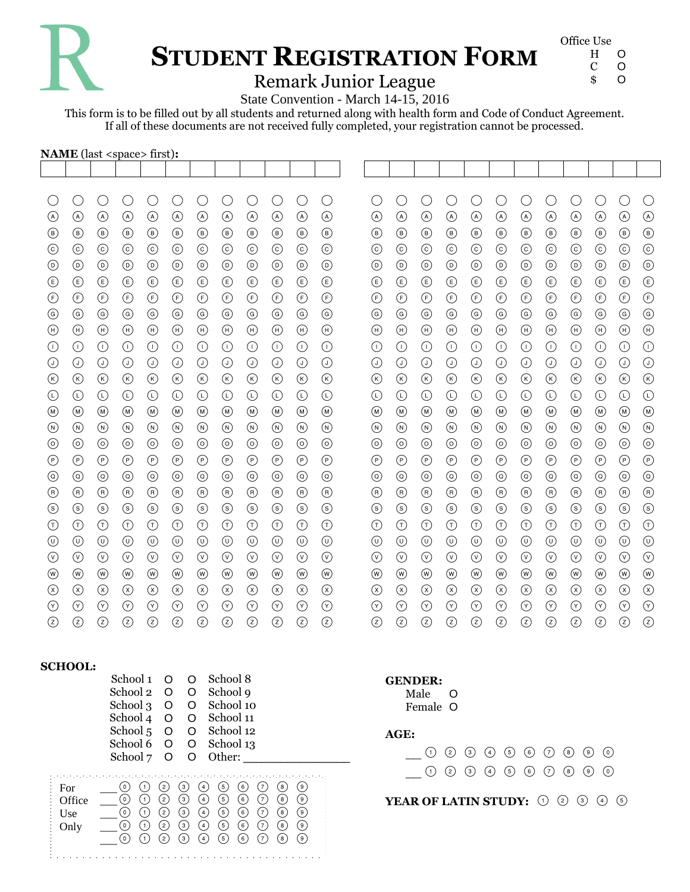R

# Student Registration Form

## Remark Junior League

Office Use
H O
C O
$ O

State Convention - March 14-15, 2016

This form is to be filled out by all students and returned along with health form and Code of Conduct Agreement. If all of these documents are not received fully completed, your registration cannot be processed.

**NAME** (last <space> first)**:**

| | | | | | | | | | | | |
|---|---|---|---|---|---|---|---|---|---|---|---|
| | | | | | | | | | | | |

| | | | | | | | | | | | |
|---|---|---|---|---|---|---|---|---|---|---|---|
| | | | | | | | | | | | |

(Bubble grid per character box: blank, A, B, C, D, E, F, G, H, I, J, K, L, M, N, O, P, Q, R, S, T, U, V, W, X, Y, Z)

**SCHOOL:**

School 1 O O School 8
School 2 O O School 9
School 3 O O School 10
School 4 O O School 11
School 5 O O School 12
School 6 O O School 13
School 7 O O Other: ________________

For Office Use Only
___ 0 1 2 3 4 5 6 7 8 9
___ 0 1 2 3 4 5 6 7 8 9
___ 0 1 2 3 4 5 6 7 8 9
___ 0 1 2 3 4 5 6 7 8 9
___ 0 1 2 3 4 5 6 7 8 9

**GENDER:**
Male O
Female O

**AGE:**
___ 1 2 3 4 5 6 7 8 9 0
___ 1 2 3 4 5 6 7 8 9 0

**YEAR OF LATIN STUDY:** 1 2 3 4 5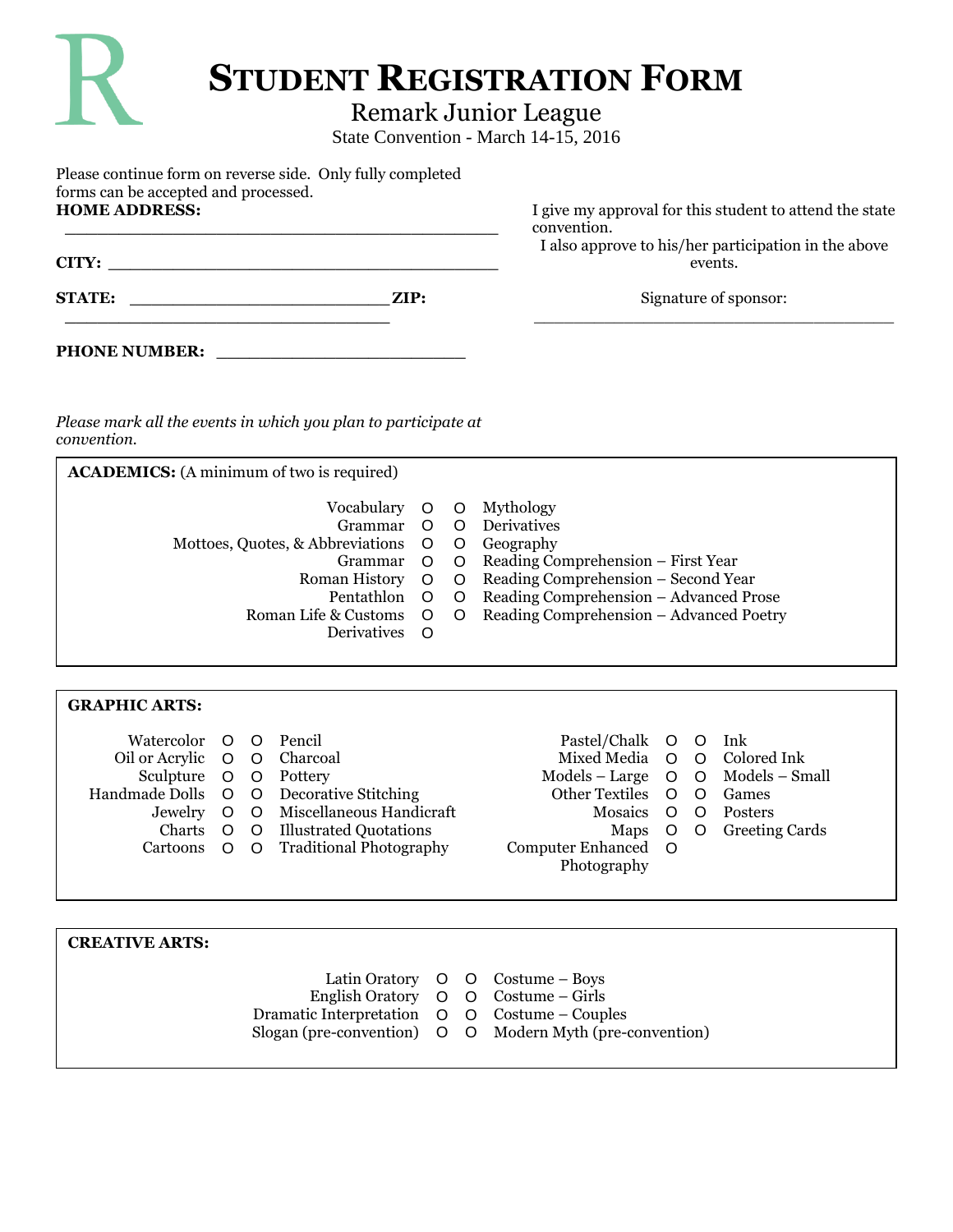R

# Student Registration Form

## Remark Junior League

State Convention - March 14-15, 2016

Please continue form on reverse side. Only fully completed forms can be accepted and processed.

**HOME ADDRESS:** ____________________________________________

**CITY:** ____________________________________________

**STATE:** __________________________ **ZIP:** __________________________________

**PHONE NUMBER:** _________________________

I give my approval for this student to attend the state convention.

I also approve to his/her participation in the above events.

Signature of sponsor:

________________________________________

*Please mark all the events in which you plan to participate at convention.*

**ACADEMICS:** (A minimum of two is required)

| | | | |
|---|---|---|---|
| Vocabulary | O | O | Mythology |
| Grammar | O | O | Derivatives |
| Mottoes, Quotes, & Abbreviations | O | O | Geography |
| Grammar | O | O | Reading Comprehension – First Year |
| Roman History | O | O | Reading Comprehension – Second Year |
| Pentathlon | O | O | Reading Comprehension – Advanced Prose |
| Roman Life & Customs | O | O | Reading Comprehension – Advanced Poetry |
| Derivatives | O | | |

**GRAPHIC ARTS:**

| | | | | | | | |
|---|---|---|---|---|---|---|---|
| Watercolor | O | O | Pencil | Pastel/Chalk | O | O | Ink |
| Oil or Acrylic | O | O | Charcoal | Mixed Media | O | O | Colored Ink |
| Sculpture | O | O | Pottery | Models – Large | O | O | Models – Small |
| Handmade Dolls | O | O | Decorative Stitching | Other Textiles | O | O | Games |
| Jewelry | O | O | Miscellaneous Handicraft | Mosaics | O | O | Posters |
| Charts | O | O | Illustrated Quotations | Maps | O | O | Greeting Cards |
| Cartoons | O | O | Traditional Photography | Computer Enhanced Photography | O | | |

**CREATIVE ARTS:**

| | | | |
|---|---|---|---|
| Latin Oratory | O | O | Costume – Boys |
| English Oratory | O | O | Costume – Girls |
| Dramatic Interpretation | O | O | Costume – Couples |
| Slogan (pre-convention) | O | O | Modern Myth (pre-convention) |